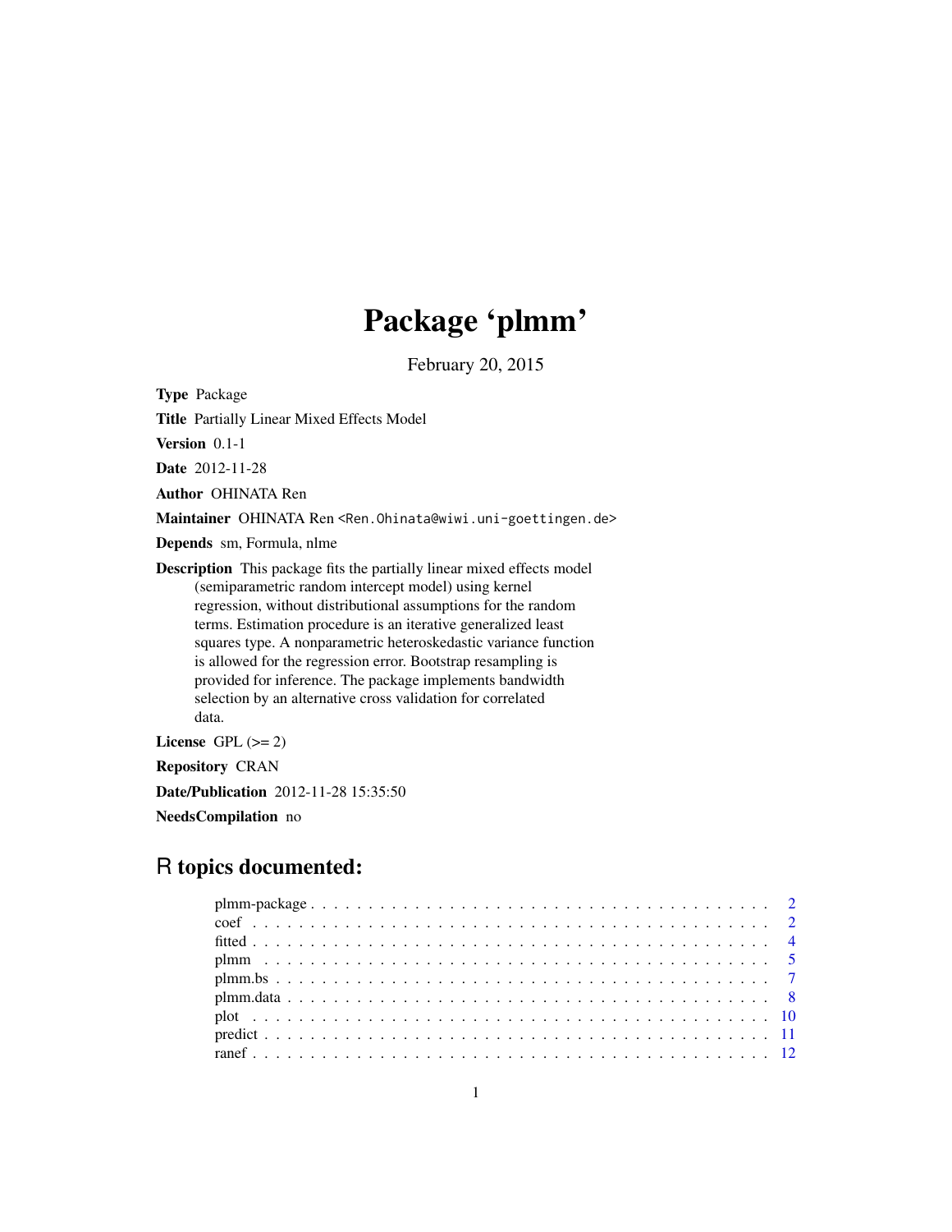# Package 'plmm'

February 20, 2015

**Type** Package

**Title** Partially Linear Mixed Effects Model

**Version** 0.1-1

**Date** 2012-11-28

**Author** OHINATA Ren

**Maintainer** OHINATA Ren <Ren.Ohinata@wiwi.uni-goettingen.de>

**Depends** sm, Formula, nlme

**Description** This package fits the partially linear mixed effects model (semiparametric random intercept model) using kernel regression, without distributional assumptions for the random terms. Estimation procedure is an iterative generalized least squares type. A nonparametric heteroskedastic variance function is allowed for the regression error. Bootstrap resampling is provided for inference. The package implements bandwidth selection by an alternative cross validation for correlated data.

**License** GPL (>= 2)

**Repository** CRAN

**Date/Publication** 2012-11-28 15:35:50

**NeedsCompilation** no

## R topics documented:

- plmm-package . . . . . . . . . . . . . . . . . . . . . . . . . . . . . . . . . . . . . . . . 2
- coef . . . . . . . . . . . . . . . . . . . . . . . . . . . . . . . . . . . . . . . . . . . . 2
- fitted . . . . . . . . . . . . . . . . . . . . . . . . . . . . . . . . . . . . . . . . . . . 4
- plmm . . . . . . . . . . . . . . . . . . . . . . . . . . . . . . . . . . . . . . . . . . . 5
- plmm.bs . . . . . . . . . . . . . . . . . . . . . . . . . . . . . . . . . . . . . . . . . . 7
- plmm.data . . . . . . . . . . . . . . . . . . . . . . . . . . . . . . . . . . . . . . . . . 8
- plot . . . . . . . . . . . . . . . . . . . . . . . . . . . . . . . . . . . . . . . . . . . . 10
- predict . . . . . . . . . . . . . . . . . . . . . . . . . . . . . . . . . . . . . . . . . . 11
- ranef . . . . . . . . . . . . . . . . . . . . . . . . . . . . . . . . . . . . . . . . . . . 12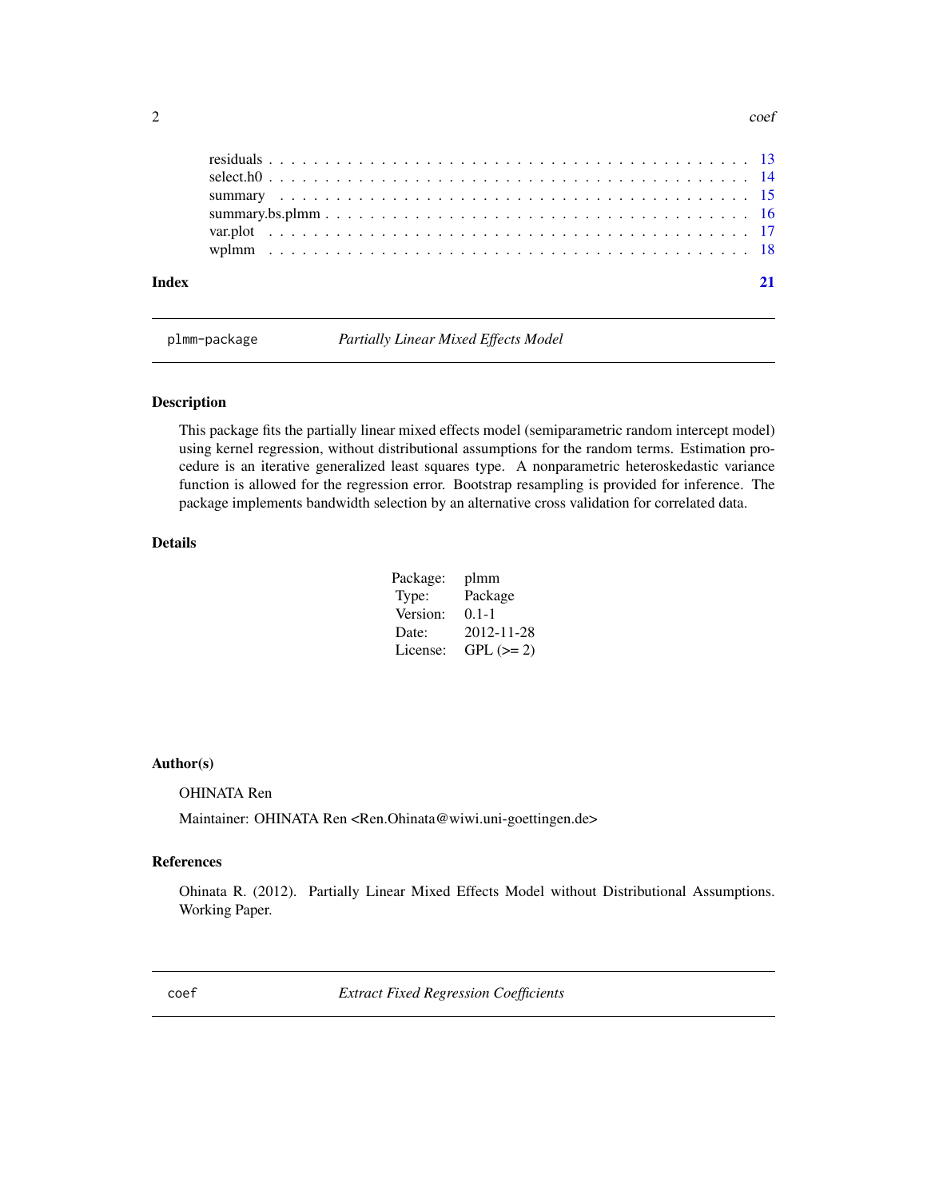residuals . . . . . . . . . . . . . . . . . . . . . . . . . . . . . . . . . . . . . . . . 13
select.h0 . . . . . . . . . . . . . . . . . . . . . . . . . . . . . . . . . . . . . . . . 14
summary . . . . . . . . . . . . . . . . . . . . . . . . . . . . . . . . . . . . . . . . 15
summary.bs.plmm . . . . . . . . . . . . . . . . . . . . . . . . . . . . . . . . . . . . 16
var.plot . . . . . . . . . . . . . . . . . . . . . . . . . . . . . . . . . . . . . . . . 17
wplmm . . . . . . . . . . . . . . . . . . . . . . . . . . . . . . . . . . . . . . . . 18

**Index** **21**

---

`plmm-package` *Partially Linear Mixed Effects Model*

---

### Description

This package fits the partially linear mixed effects model (semiparametric random intercept model) using kernel regression, without distributional assumptions for the random terms. Estimation procedure is an iterative generalized least squares type. A nonparametric heteroskedastic variance function is allowed for the regression error. Bootstrap resampling is provided for inference. The package implements bandwidth selection by an alternative cross validation for correlated data.

### Details

| | |
|---|---|
| Package: | plmm |
| Type: | Package |
| Version: | 0.1-1 |
| Date: | 2012-11-28 |
| License: | GPL (>= 2) |

### Author(s)

OHINATA Ren

Maintainer: OHINATA Ren <Ren.Ohinata@wiwi.uni-goettingen.de>

### References

Ohinata R. (2012). Partially Linear Mixed Effects Model without Distributional Assumptions. Working Paper.

---

`coef` *Extract Fixed Regression Coefficients*

---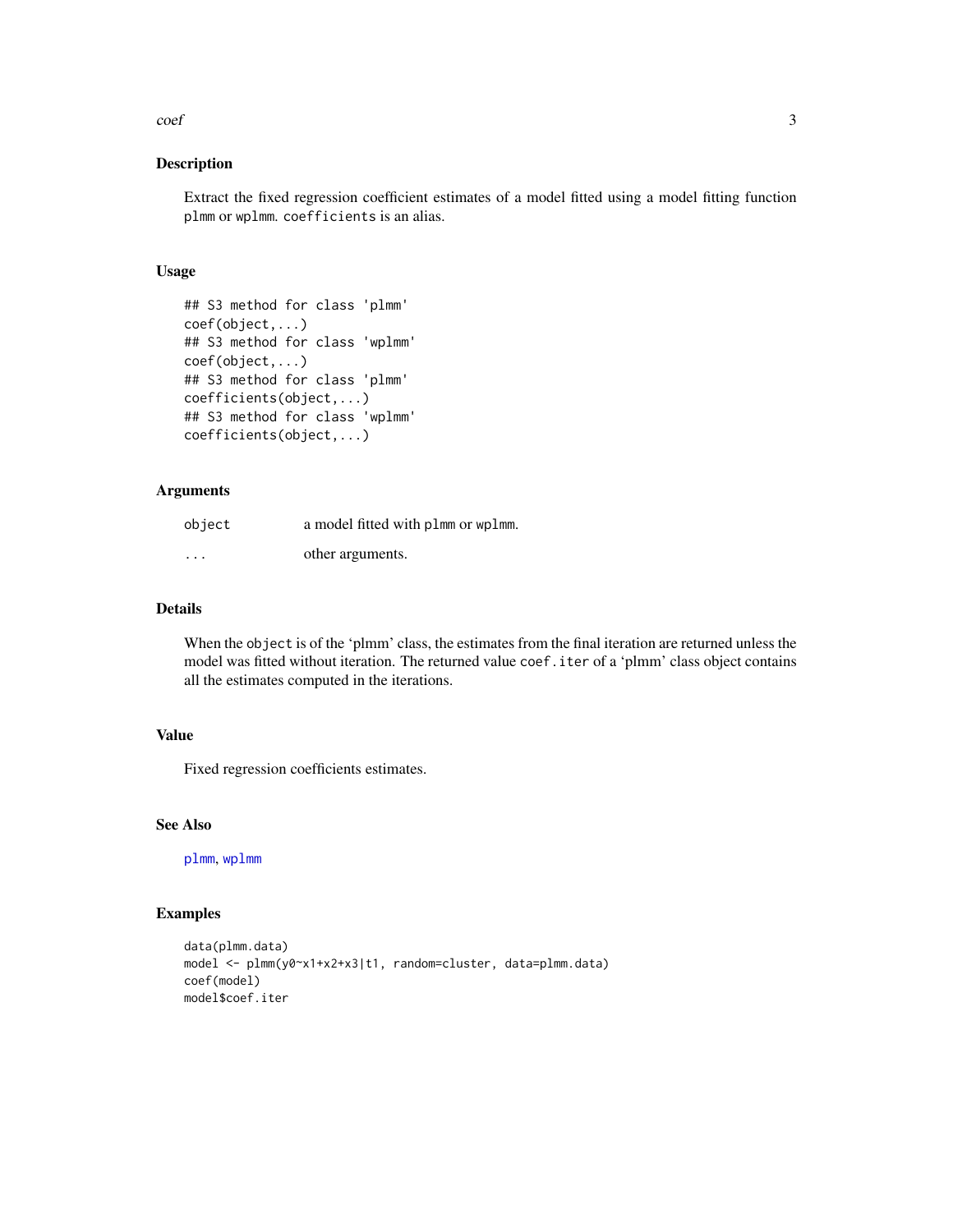### Description

Extract the fixed regression coefficient estimates of a model fitted using a model fitting function `plmm` or `wplmm`. `coefficients` is an alias.

### Usage

```
## S3 method for class 'plmm'
coef(object,...)
## S3 method for class 'wplmm'
coef(object,...)
## S3 method for class 'plmm'
coefficients(object,...)
## S3 method for class 'wplmm'
coefficients(object,...)
```

### Arguments

| | |
|---|---|
| `object` | a model fitted with `plmm` or `wplmm`. |
| `...` | other arguments. |

### Details

When the `object` is of the 'plmm' class, the estimates from the final iteration are returned unless the model was fitted without iteration. The returned value `coef.iter` of a 'plmm' class object contains all the estimates computed in the iterations.

### Value

Fixed regression coefficients estimates.

### See Also

`plmm`, `wplmm`

### Examples

```
data(plmm.data)
model <- plmm(y0~x1+x2+x3|t1, random=cluster, data=plmm.data)
coef(model)
model$coef.iter
```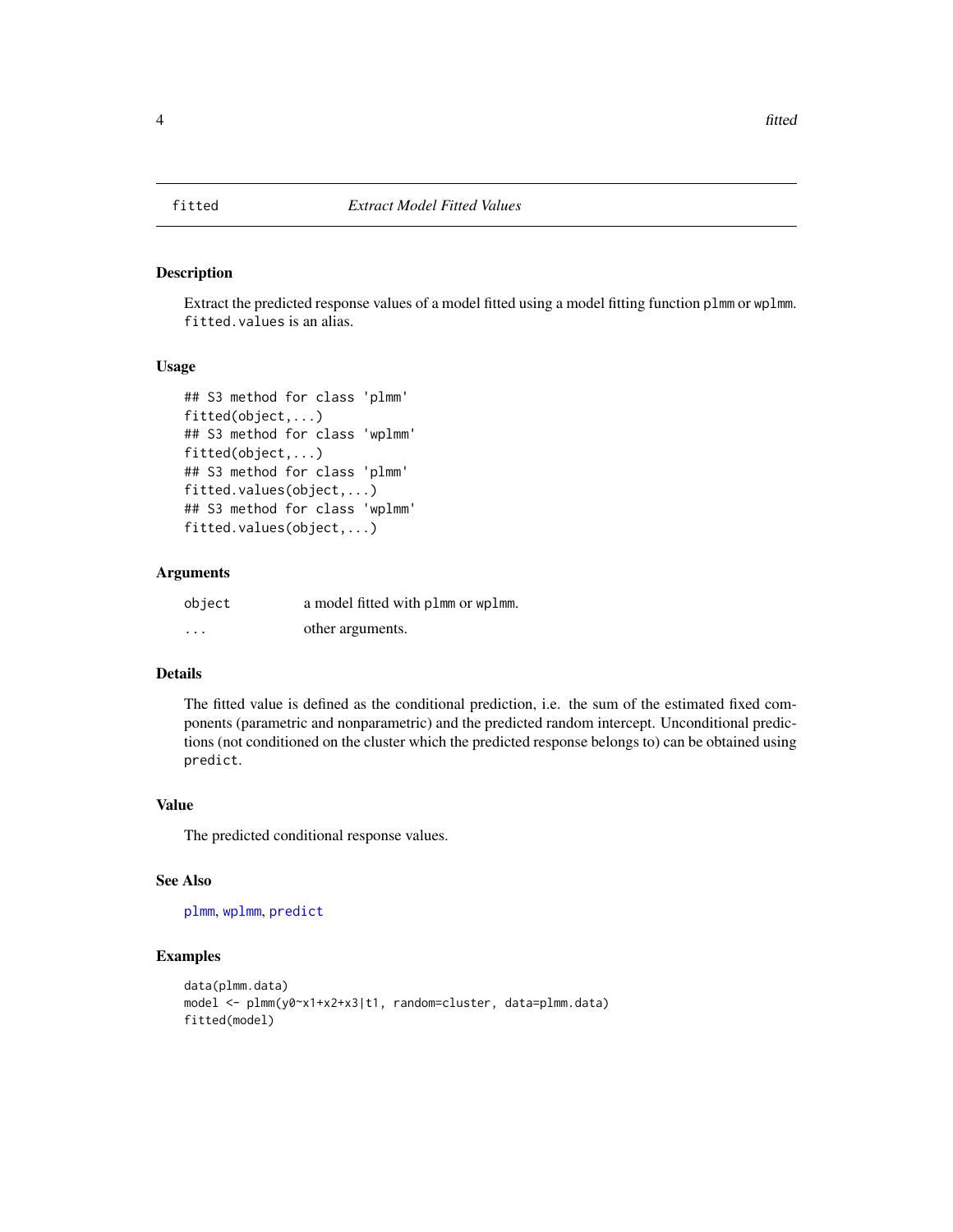# fitted — *Extract Model Fitted Values*

## Description

Extract the predicted response values of a model fitted using a model fitting function `plmm` or `wplmm`. `fitted.values` is an alias.

## Usage

```
## S3 method for class 'plmm'
fitted(object,...)
## S3 method for class 'wplmm'
fitted(object,...)
## S3 method for class 'plmm'
fitted.values(object,...)
## S3 method for class 'wplmm'
fitted.values(object,...)
```

## Arguments

| | |
|---|---|
| `object` | a model fitted with `plmm` or `wplmm`. |
| `...` | other arguments. |

## Details

The fitted value is defined as the conditional prediction, i.e. the sum of the estimated fixed components (parametric and nonparametric) and the predicted random intercept. Unconditional predictions (not conditioned on the cluster which the predicted response belongs to) can be obtained using `predict`.

## Value

The predicted conditional response values.

## See Also

`plmm`, `wplmm`, `predict`

## Examples

```
data(plmm.data)
model <- plmm(y0~x1+x2+x3|t1, random=cluster, data=plmm.data)
fitted(model)
```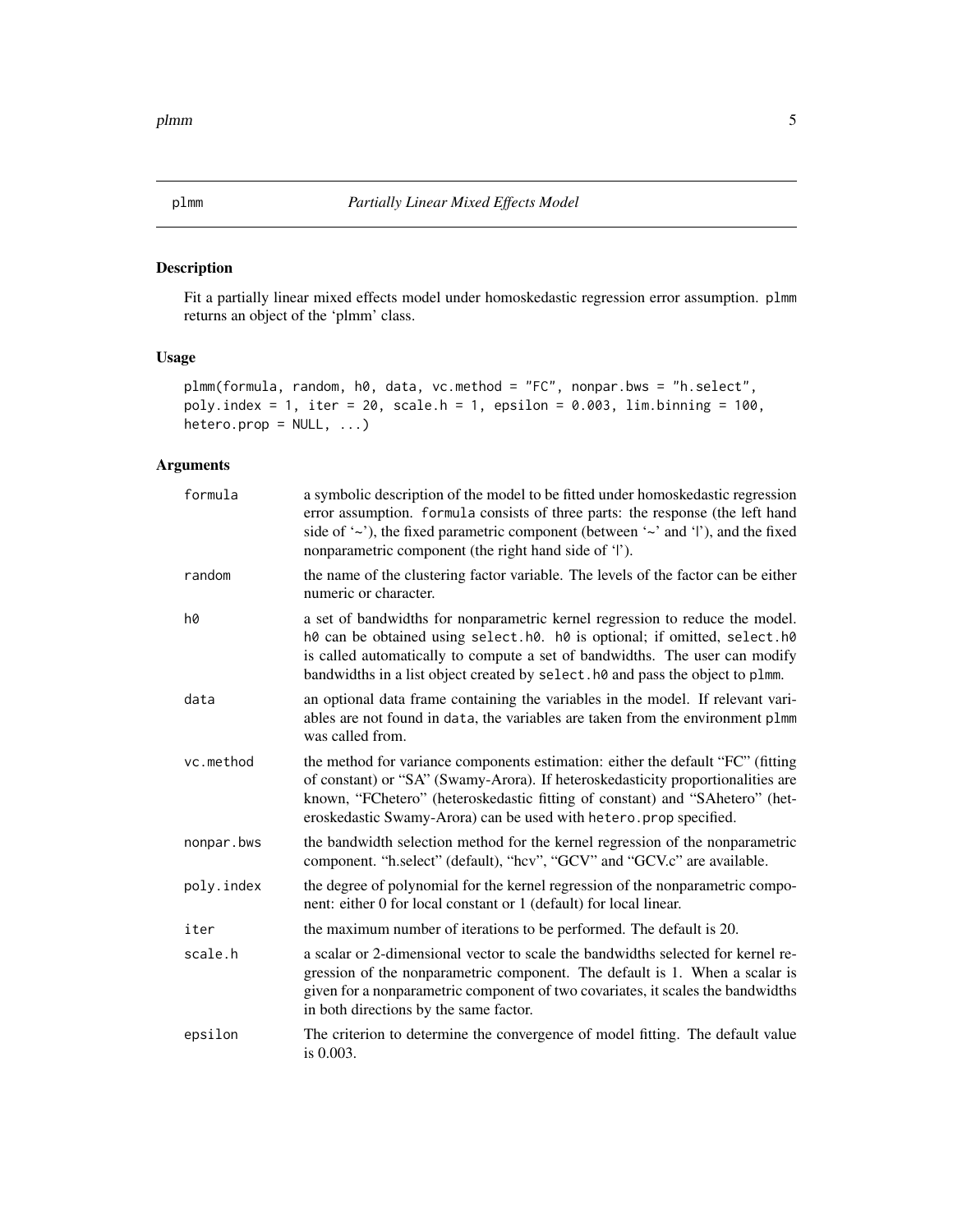# plmm — *Partially Linear Mixed Effects Model*

## Description

Fit a partially linear mixed effects model under homoskedastic regression error assumption. `plmm` returns an object of the 'plmm' class.

## Usage

```
plmm(formula, random, h0, data, vc.method = "FC", nonpar.bws = "h.select",
poly.index = 1, iter = 20, scale.h = 1, epsilon = 0.003, lim.binning = 100,
hetero.prop = NULL, ...)
```

## Arguments

| | |
|---|---|
| `formula` | a symbolic description of the model to be fitted under homoskedastic regression error assumption. `formula` consists of three parts: the response (the left hand side of '~'), the fixed parametric component (between '~' and '\|'), and the fixed nonparametric component (the right hand side of '\|'). |
| `random` | the name of the clustering factor variable. The levels of the factor can be either numeric or character. |
| `h0` | a set of bandwidths for nonparametric kernel regression to reduce the model. `h0` can be obtained using `select.h0`. `h0` is optional; if omitted, `select.h0` is called automatically to compute a set of bandwidths. The user can modify bandwidths in a list object created by `select.h0` and pass the object to `plmm`. |
| `data` | an optional data frame containing the variables in the model. If relevant variables are not found in `data`, the variables are taken from the environment `plmm` was called from. |
| `vc.method` | the method for variance components estimation: either the default "FC" (fitting of constant) or "SA" (Swamy-Arora). If heteroskedasticity proportionalities are known, "FChetero" (heteroskedastic fitting of constant) and "SAhetero" (heteroskedastic Swamy-Arora) can be used with `hetero.prop` specified. |
| `nonpar.bws` | the bandwidth selection method for the kernel regression of the nonparametric component. "h.select" (default), "hcv", "GCV" and "GCV.c" are available. |
| `poly.index` | the degree of polynomial for the kernel regression of the nonparametric component: either 0 for local constant or 1 (default) for local linear. |
| `iter` | the maximum number of iterations to be performed. The default is 20. |
| `scale.h` | a scalar or 2-dimensional vector to scale the bandwidths selected for kernel regression of the nonparametric component. The default is 1. When a scalar is given for a nonparametric component of two covariates, it scales the bandwidths in both directions by the same factor. |
| `epsilon` | The criterion to determine the convergence of model fitting. The default value is 0.003. |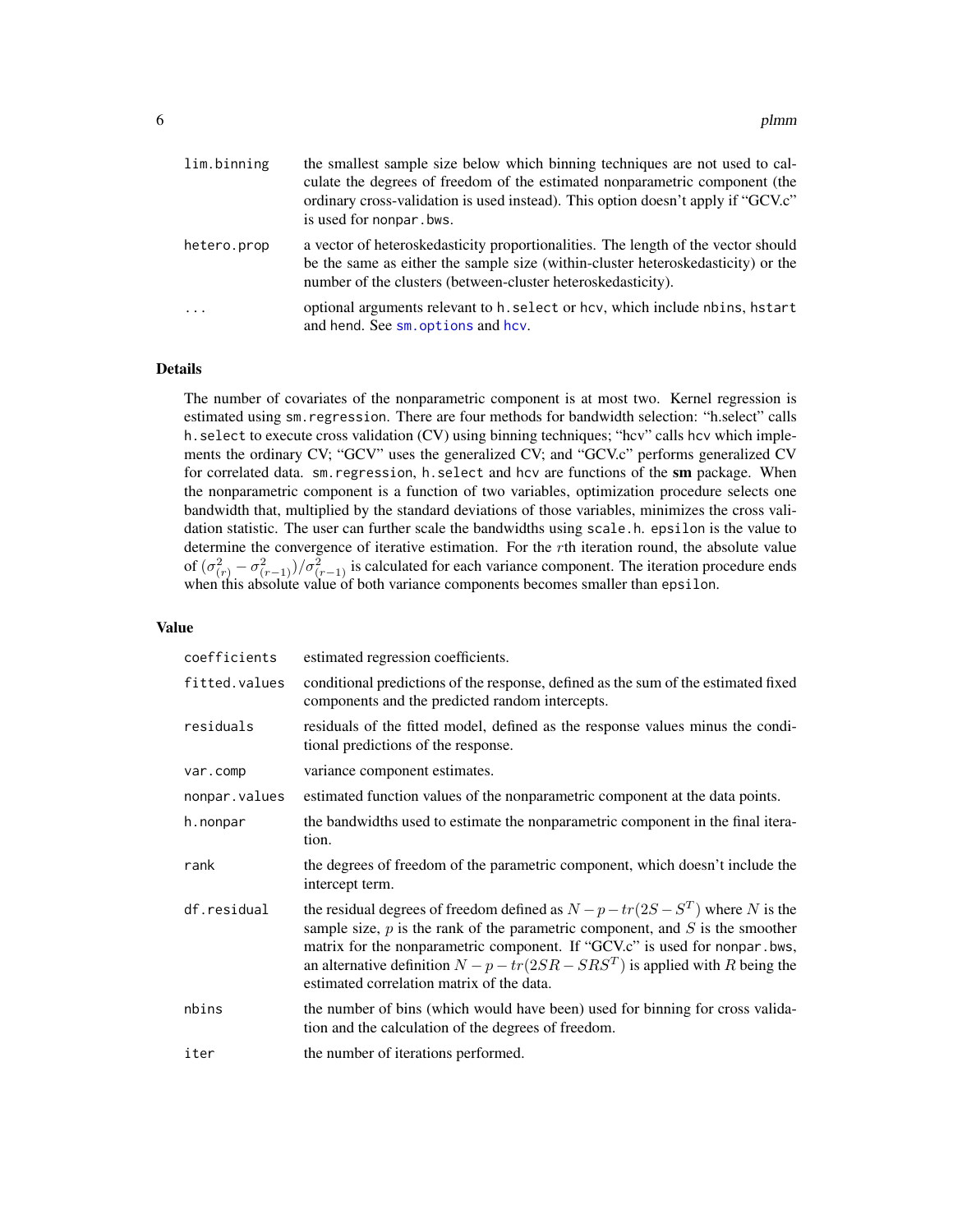| | |
|---|---|
| lim.binning | the smallest sample size below which binning techniques are not used to calculate the degrees of freedom of the estimated nonparametric component (the ordinary cross-validation is used instead). This option doesn't apply if "GCV.c" is used for nonpar.bws. |
| hetero.prop | a vector of heteroskedasticity proportionalities. The length of the vector should be the same as either the sample size (within-cluster heteroskedasticity) or the number of the clusters (between-cluster heteroskedasticity). |
| ... | optional arguments relevant to h.select or hcv, which include nbins, hstart and hend. See sm.options and hcv. |

## Details

The number of covariates of the nonparametric component is at most two. Kernel regression is estimated using sm.regression. There are four methods for bandwidth selection: "h.select" calls h.select to execute cross validation (CV) using binning techniques; "hcv" calls hcv which implements the ordinary CV; "GCV" uses the generalized CV; and "GCV.c" performs generalized CV for correlated data. sm.regression, h.select and hcv are functions of the **sm** package. When the nonparametric component is a function of two variables, optimization procedure selects one bandwidth that, multiplied by the standard deviations of those variables, minimizes the cross validation statistic. The user can further scale the bandwidths using scale.h. epsilon is the value to determine the convergence of iterative estimation. For the $r$th iteration round, the absolute value of $(\sigma^2_{(r)} - \sigma^2_{(r-1)})/\sigma^2_{(r-1)}$ is calculated for each variance component. The iteration procedure ends when this absolute value of both variance components becomes smaller than epsilon.

## Value

| | |
|---|---|
| coefficients | estimated regression coefficients. |
| fitted.values | conditional predictions of the response, defined as the sum of the estimated fixed components and the predicted random intercepts. |
| residuals | residuals of the fitted model, defined as the response values minus the conditional predictions of the response. |
| var.comp | variance component estimates. |
| nonpar.values | estimated function values of the nonparametric component at the data points. |
| h.nonpar | the bandwidths used to estimate the nonparametric component in the final iteration. |
| rank | the degrees of freedom of the parametric component, which doesn't include the intercept term. |
| df.residual | the residual degrees of freedom defined as $N - p - tr(2S - S^T)$ where $N$ is the sample size, $p$ is the rank of the parametric component, and $S$ is the smoother matrix for the nonparametric component. If "GCV.c" is used for nonpar.bws, an alternative definition $N - p - tr(2SR - SRS^T)$ is applied with $R$ being the estimated correlation matrix of the data. |
| nbins | the number of bins (which would have been) used for binning for cross validation and the calculation of the degrees of freedom. |
| iter | the number of iterations performed. |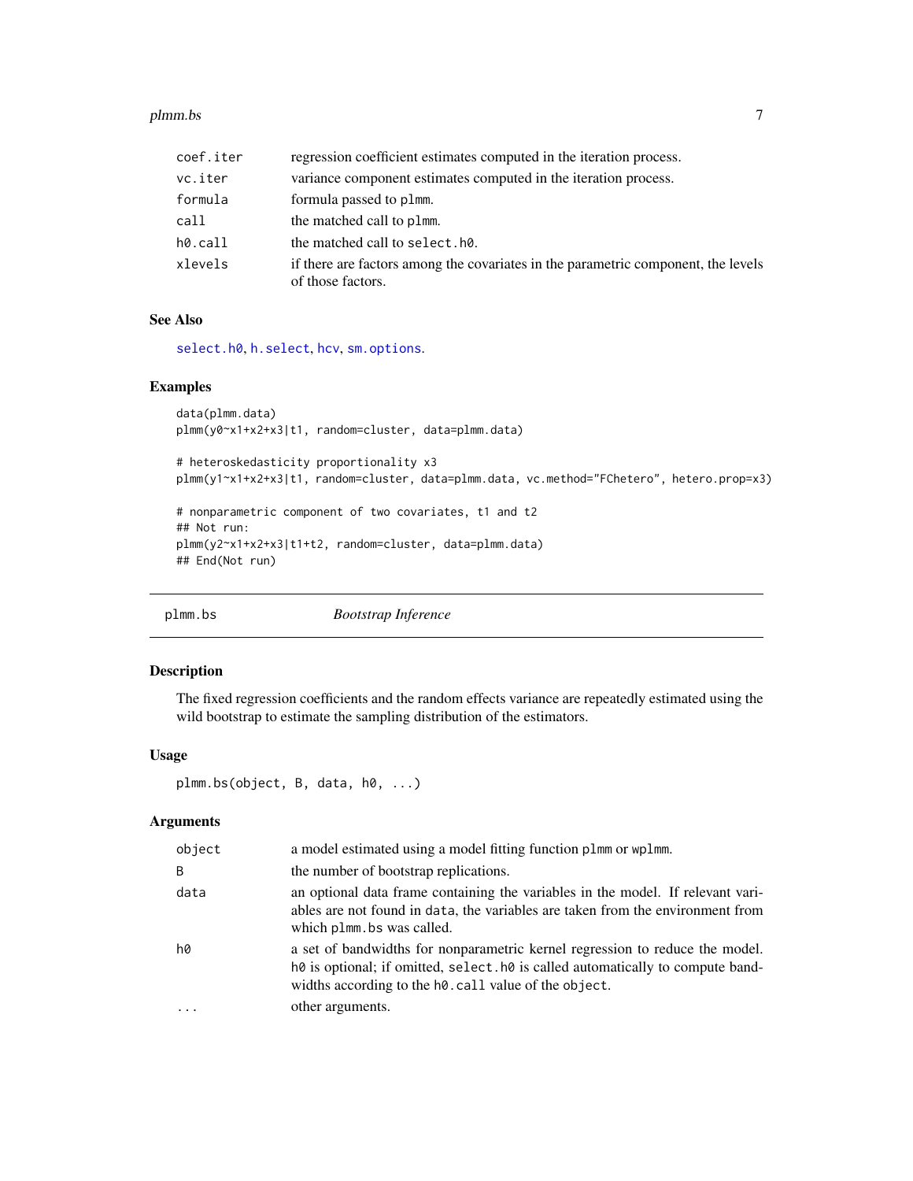| | |
|---|---|
| coef.iter | regression coefficient estimates computed in the iteration process. |
| vc.iter | variance component estimates computed in the iteration process. |
| formula | formula passed to plmm. |
| call | the matched call to plmm. |
| h0.call | the matched call to select.h0. |
| xlevels | if there are factors among the covariates in the parametric component, the levels of those factors. |

### See Also

select.h0, h.select, hcv, sm.options.

### Examples

```
data(plmm.data)
plmm(y0~x1+x2+x3|t1, random=cluster, data=plmm.data)

# heteroskedasticity proportionality x3
plmm(y1~x1+x2+x3|t1, random=cluster, data=plmm.data, vc.method="FChetero", hetero.prop=x3)

# nonparametric component of two covariates, t1 and t2
## Not run:
plmm(y2~x1+x2+x3|t1+t2, random=cluster, data=plmm.data)
## End(Not run)
```

---

## plmm.bs — *Bootstrap Inference*

### Description

The fixed regression coefficients and the random effects variance are repeatedly estimated using the wild bootstrap to estimate the sampling distribution of the estimators.

### Usage

```
plmm.bs(object, B, data, h0, ...)
```

### Arguments

| | |
|---|---|
| object | a model estimated using a model fitting function plmm or wplmm. |
| B | the number of bootstrap replications. |
| data | an optional data frame containing the variables in the model. If relevant variables are not found in data, the variables are taken from the environment from which plmm.bs was called. |
| h0 | a set of bandwidths for nonparametric kernel regression to reduce the model. h0 is optional; if omitted, select.h0 is called automatically to compute bandwidths according to the h0.call value of the object. |
| ... | other arguments. |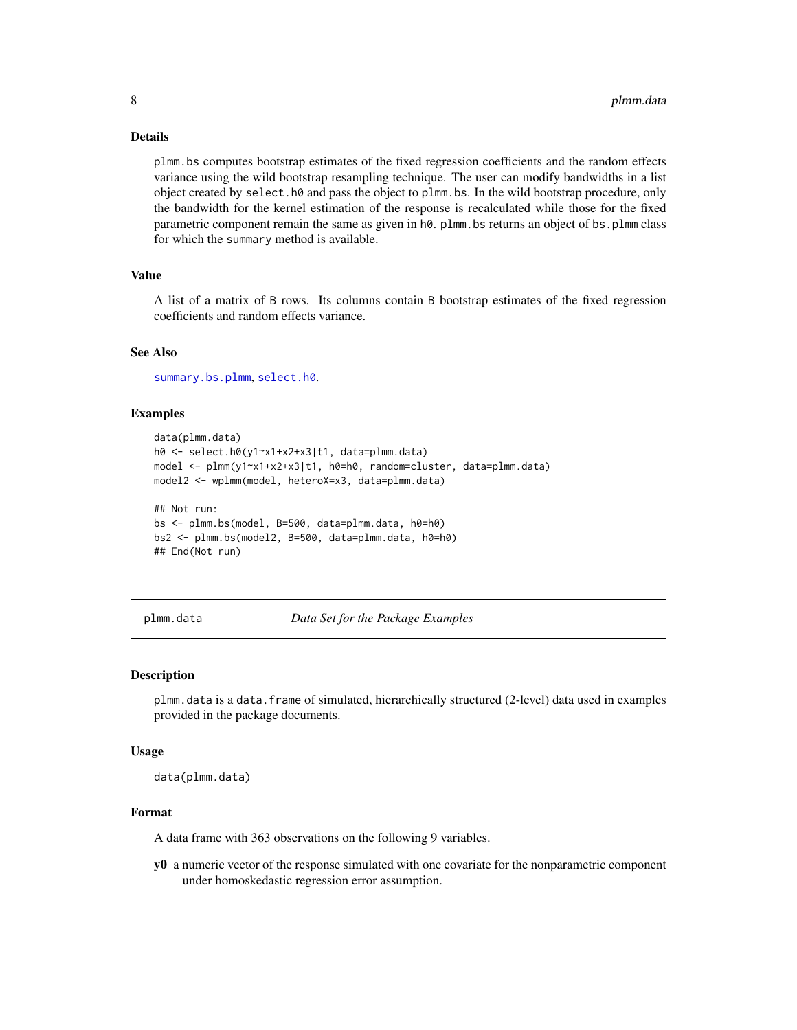### Details

plmm.bs computes bootstrap estimates of the fixed regression coefficients and the random effects variance using the wild bootstrap resampling technique. The user can modify bandwidths in a list object created by select.h0 and pass the object to plmm.bs. In the wild bootstrap procedure, only the bandwidth for the kernel estimation of the response is recalculated while those for the fixed parametric component remain the same as given in h0. plmm.bs returns an object of bs.plmm class for which the summary method is available.

### Value

A list of a matrix of B rows. Its columns contain B bootstrap estimates of the fixed regression coefficients and random effects variance.

### See Also

summary.bs.plmm, select.h0.

### Examples

```
data(plmm.data)
h0 <- select.h0(y1~x1+x2+x3|t1, data=plmm.data)
model <- plmm(y1~x1+x2+x3|t1, h0=h0, random=cluster, data=plmm.data)
model2 <- wplmm(model, heteroX=x3, data=plmm.data)

## Not run:
bs <- plmm.bs(model, B=500, data=plmm.data, h0=h0)
bs2 <- plmm.bs(model2, B=500, data=plmm.data, h0=h0)
## End(Not run)
```

---

## plmm.data — *Data Set for the Package Examples*

### Description

plmm.data is a data.frame of simulated, hierarchically structured (2-level) data used in examples provided in the package documents.

### Usage

```
data(plmm.data)
```

### Format

A data frame with 363 observations on the following 9 variables.

**y0** a numeric vector of the response simulated with one covariate for the nonparametric component under homoskedastic regression error assumption.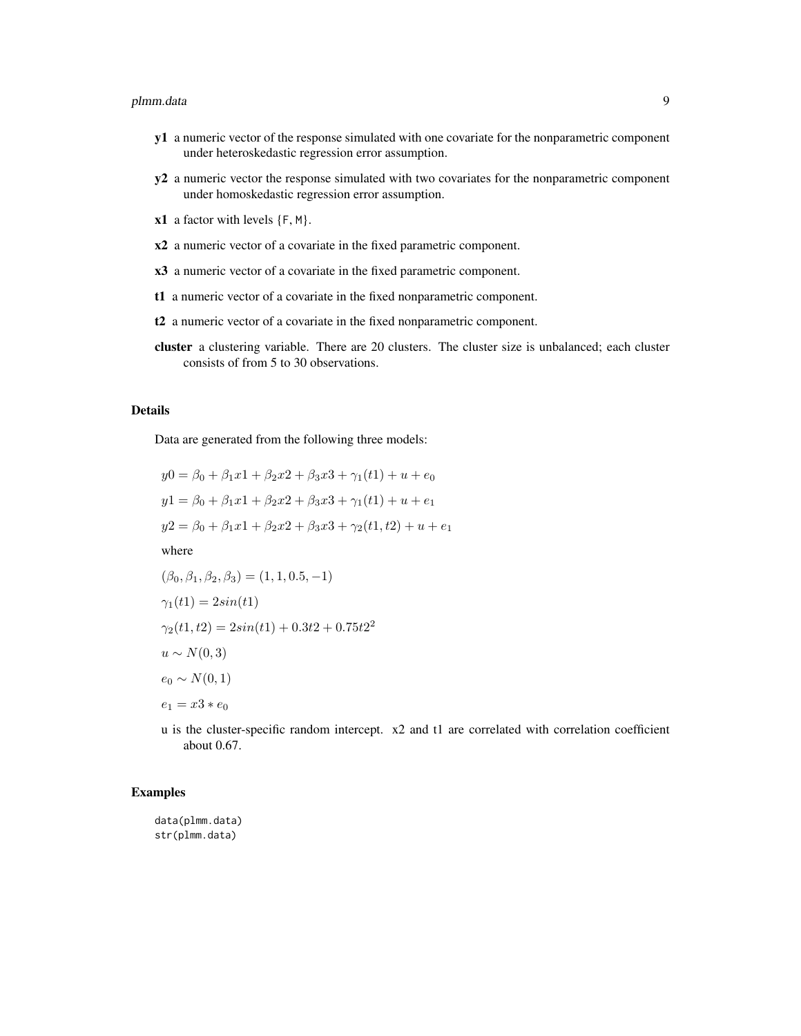- **y1** a numeric vector of the response simulated with one covariate for the nonparametric component under heteroskedastic regression error assumption.
- **y2** a numeric vector the response simulated with two covariates for the nonparametric component under homoskedastic regression error assumption.
- **x1** a factor with levels `{F, M}`.
- **x2** a numeric vector of a covariate in the fixed parametric component.
- **x3** a numeric vector of a covariate in the fixed parametric component.
- **t1** a numeric vector of a covariate in the fixed nonparametric component.
- **t2** a numeric vector of a covariate in the fixed nonparametric component.
- **cluster** a clustering variable. There are 20 clusters. The cluster size is unbalanced; each cluster consists of from 5 to 30 observations.

### Details

Data are generated from the following three models:

$$y0 = \beta_0 + \beta_1 x1 + \beta_2 x2 + \beta_3 x3 + \gamma_1(t1) + u + e_0$$

$$y1 = \beta_0 + \beta_1 x1 + \beta_2 x2 + \beta_3 x3 + \gamma_1(t1) + u + e_1$$

$$y2 = \beta_0 + \beta_1 x1 + \beta_2 x2 + \beta_3 x3 + \gamma_2(t1, t2) + u + e_1$$

where

$$(\beta_0, \beta_1, \beta_2, \beta_3) = (1, 1, 0.5, -1)$$

$$\gamma_1(t1) = 2sin(t1)$$

$$\gamma_2(t1, t2) = 2sin(t1) + 0.3t2 + 0.75t2^2$$

$$u \sim N(0, 3)$$

$$e_0 \sim N(0, 1)$$

$$e_1 = x3 * e_0$$

u is the cluster-specific random intercept. x2 and t1 are correlated with correlation coefficient about 0.67.

### Examples

```
data(plmm.data)
str(plmm.data)
```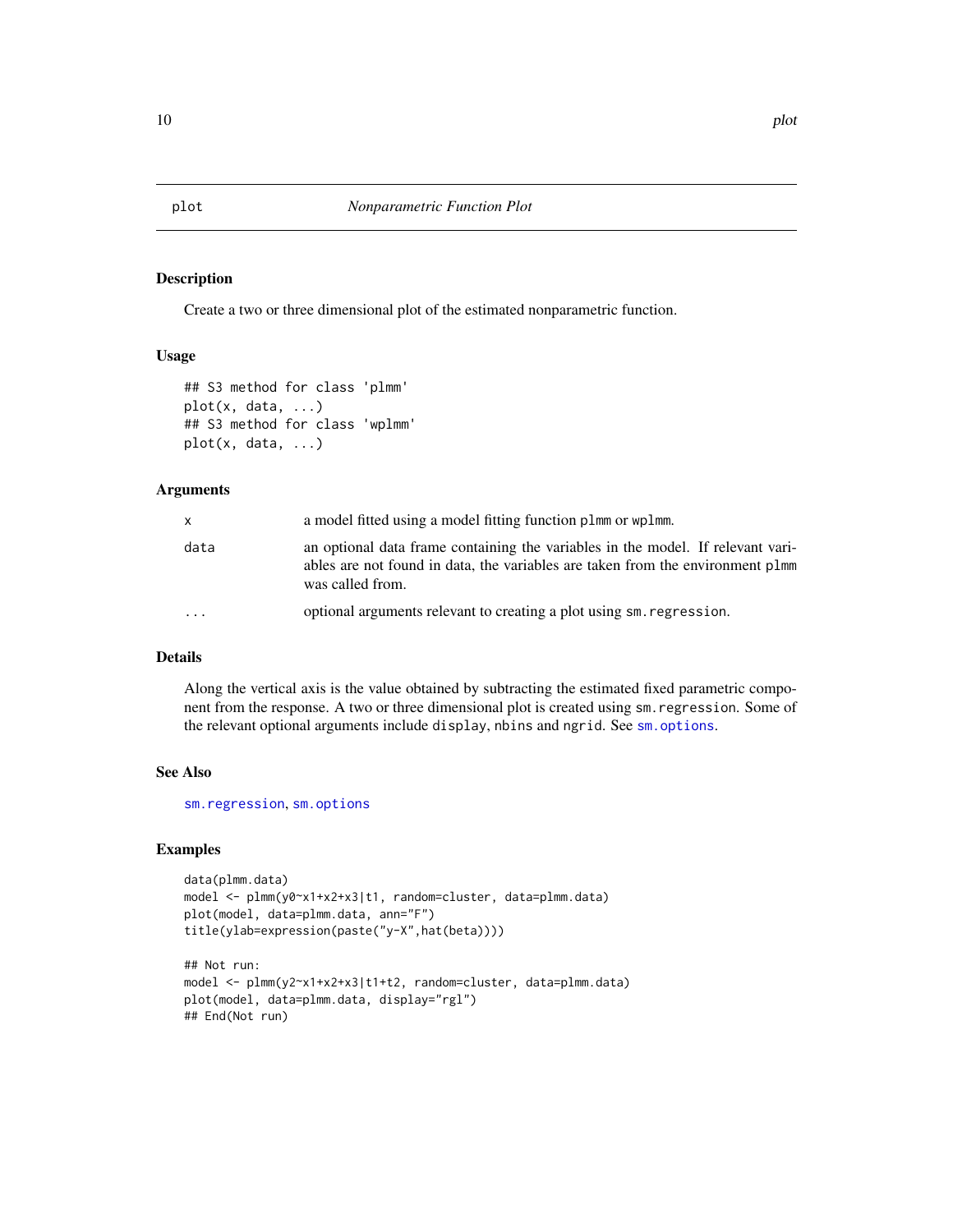# plot — *Nonparametric Function Plot*

## Description

Create a two or three dimensional plot of the estimated nonparametric function.

## Usage

```
## S3 method for class 'plmm'
plot(x, data, ...)
## S3 method for class 'wplmm'
plot(x, data, ...)
```

## Arguments

| | |
|---|---|
| `x` | a model fitted using a model fitting function `plmm` or `wplmm`. |
| `data` | an optional data frame containing the variables in the model. If relevant variables are not found in data, the variables are taken from the environment `plmm` was called from. |
| `...` | optional arguments relevant to creating a plot using `sm.regression`. |

## Details

Along the vertical axis is the value obtained by subtracting the estimated fixed parametric component from the response. A two or three dimensional plot is created using `sm.regression`. Some of the relevant optional arguments include `display`, `nbins` and `ngrid`. See `sm.options`.

## See Also

`sm.regression`, `sm.options`

## Examples

```
data(plmm.data)
model <- plmm(y0~x1+x2+x3|t1, random=cluster, data=plmm.data)
plot(model, data=plmm.data, ann="F")
title(ylab=expression(paste("y-X",hat(beta))))

## Not run:
model <- plmm(y2~x1+x2+x3|t1+t2, random=cluster, data=plmm.data)
plot(model, data=plmm.data, display="rgl")
## End(Not run)
```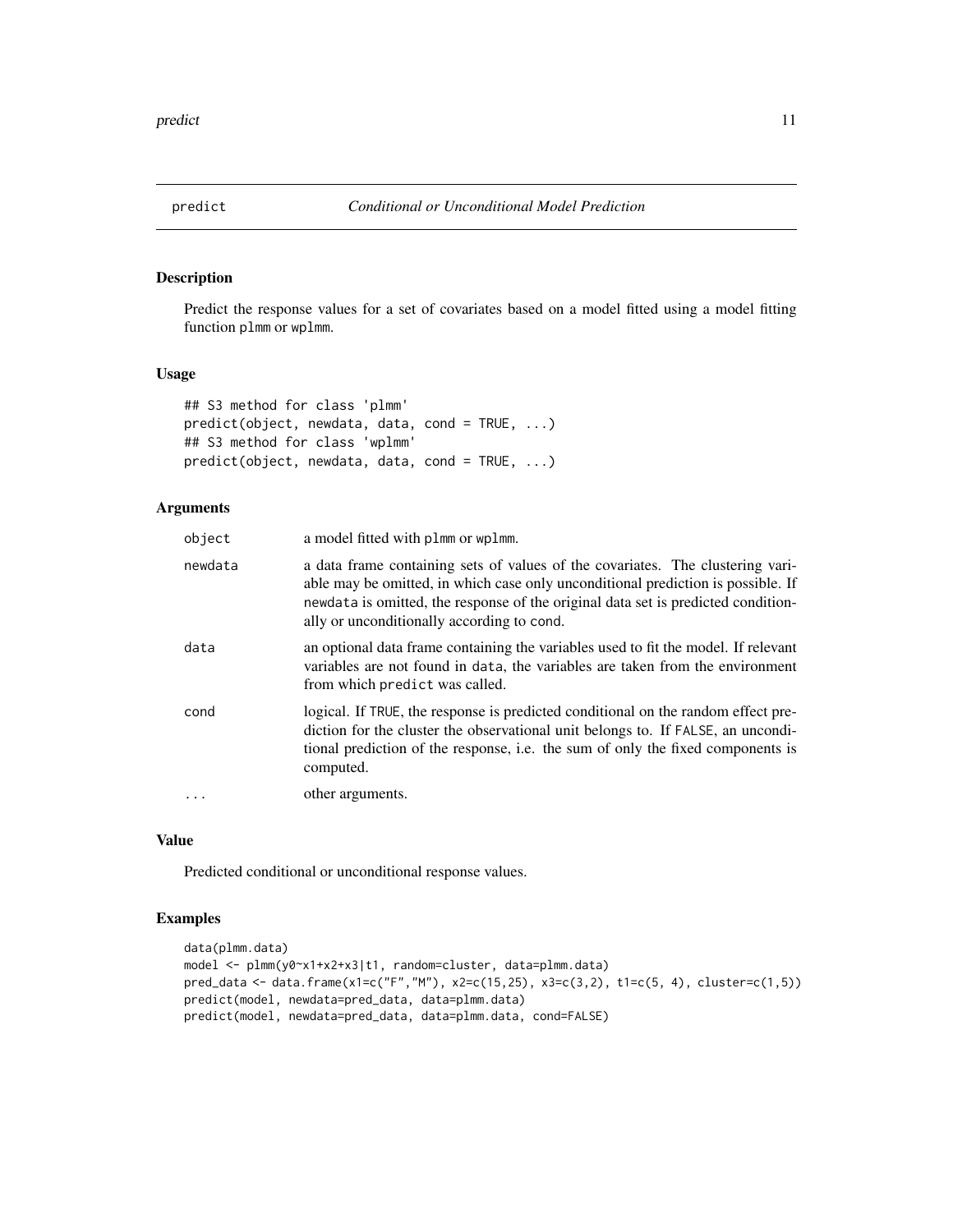## predict *Conditional or Unconditional Model Prediction*

### Description

Predict the response values for a set of covariates based on a model fitted using a model fitting function `plmm` or `wplmm`.

### Usage

```
## S3 method for class 'plmm'
predict(object, newdata, data, cond = TRUE, ...)
## S3 method for class 'wplmm'
predict(object, newdata, data, cond = TRUE, ...)
```

### Arguments

| | |
|---|---|
| object | a model fitted with `plmm` or `wplmm`. |
| newdata | a data frame containing sets of values of the covariates. The clustering variable may be omitted, in which case only unconditional prediction is possible. If `newdata` is omitted, the response of the original data set is predicted conditionally or unconditionally according to `cond`. |
| data | an optional data frame containing the variables used to fit the model. If relevant variables are not found in `data`, the variables are taken from the environment from which `predict` was called. |
| cond | logical. If `TRUE`, the response is predicted conditional on the random effect prediction for the cluster the observational unit belongs to. If `FALSE`, an unconditional prediction of the response, i.e. the sum of only the fixed components is computed. |
| ... | other arguments. |

### Value

Predicted conditional or unconditional response values.

### Examples

```
data(plmm.data)
model <- plmm(y0~x1+x2+x3|t1, random=cluster, data=plmm.data)
pred_data <- data.frame(x1=c("F","M"), x2=c(15,25), x3=c(3,2), t1=c(5, 4), cluster=c(1,5))
predict(model, newdata=pred_data, data=plmm.data)
predict(model, newdata=pred_data, data=plmm.data, cond=FALSE)
```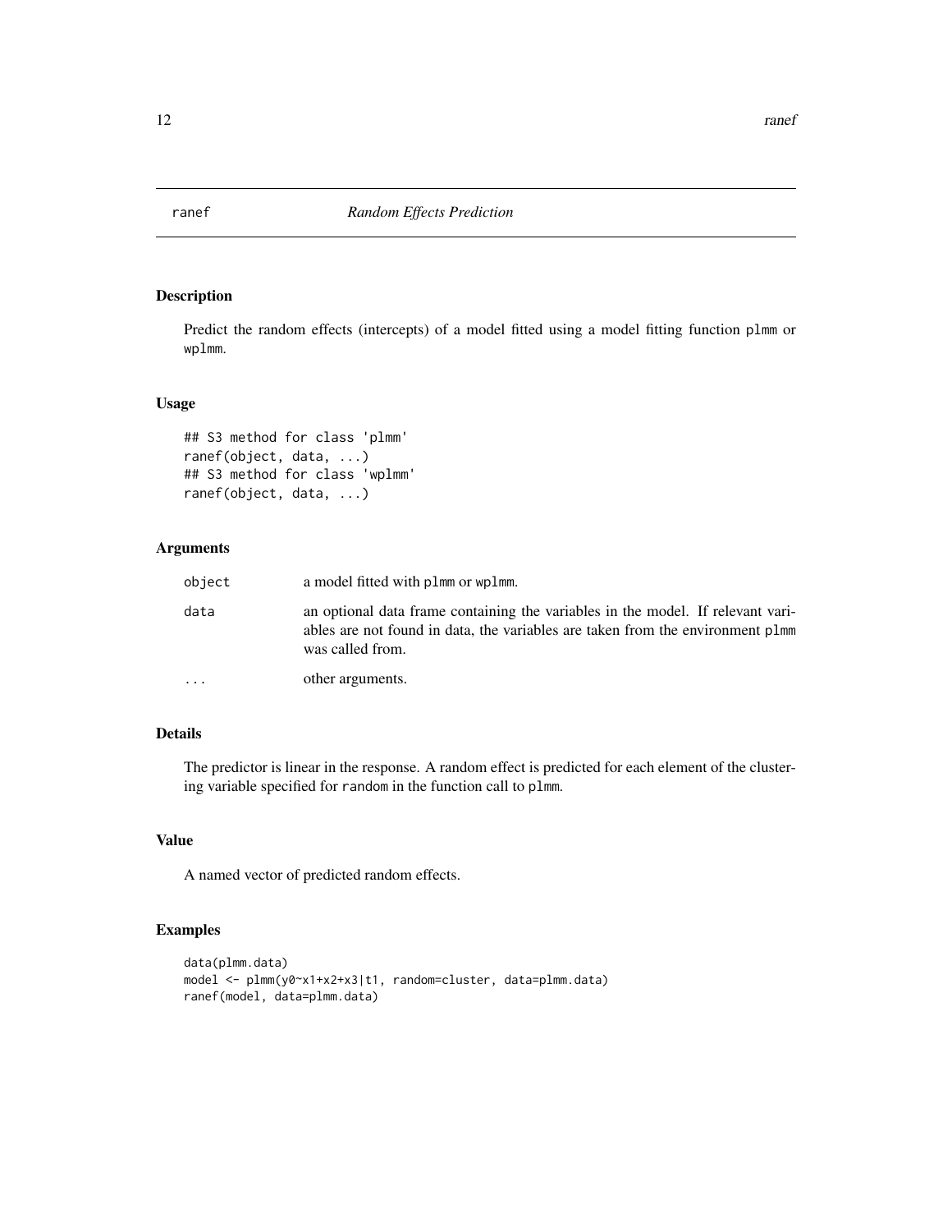# ranef — *Random Effects Prediction*

## Description

Predict the random effects (intercepts) of a model fitted using a model fitting function `plmm` or `wplmm`.

## Usage

```
## S3 method for class 'plmm'
ranef(object, data, ...)
## S3 method for class 'wplmm'
ranef(object, data, ...)
```

## Arguments

| | |
|---|---|
| `object` | a model fitted with `plmm` or `wplmm`. |
| `data` | an optional data frame containing the variables in the model. If relevant variables are not found in data, the variables are taken from the environment `plmm` was called from. |
| `...` | other arguments. |

## Details

The predictor is linear in the response. A random effect is predicted for each element of the clustering variable specified for `random` in the function call to `plmm`.

## Value

A named vector of predicted random effects.

## Examples

```
data(plmm.data)
model <- plmm(y0~x1+x2+x3|t1, random=cluster, data=plmm.data)
ranef(model, data=plmm.data)
```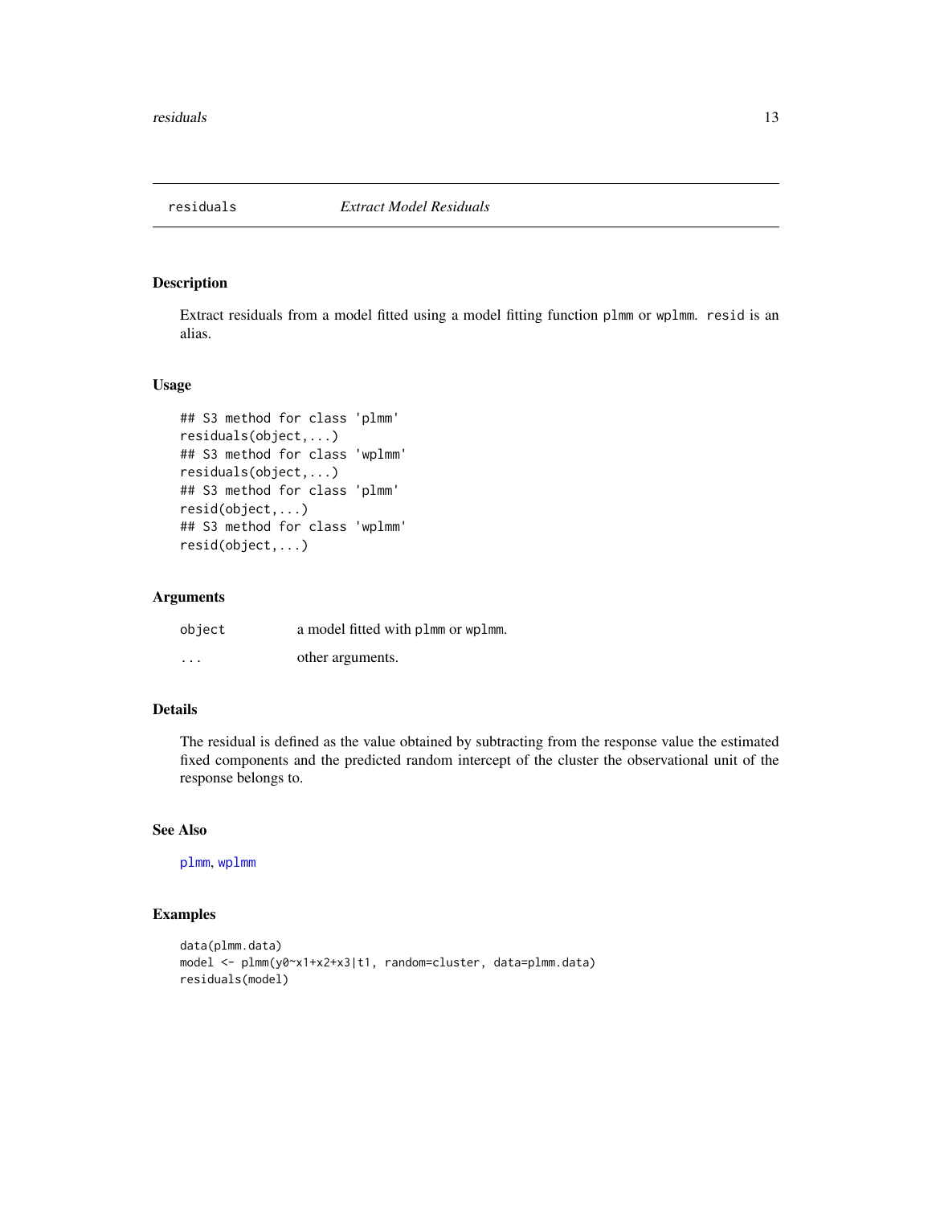residuals *Extract Model Residuals*

## Description

Extract residuals from a model fitted using a model fitting function `plmm` or `wplmm`. `resid` is an alias.

## Usage

```
## S3 method for class 'plmm'
residuals(object,...)
## S3 method for class 'wplmm'
residuals(object,...)
## S3 method for class 'plmm'
resid(object,...)
## S3 method for class 'wplmm'
resid(object,...)
```

## Arguments

| | |
|---|---|
| `object` | a model fitted with `plmm` or `wplmm`. |
| `...` | other arguments. |

## Details

The residual is defined as the value obtained by subtracting from the response value the estimated fixed components and the predicted random intercept of the cluster the observational unit of the response belongs to.

## See Also

`plmm`, `wplmm`

## Examples

```
data(plmm.data)
model <- plmm(y0~x1+x2+x3|t1, random=cluster, data=plmm.data)
residuals(model)
```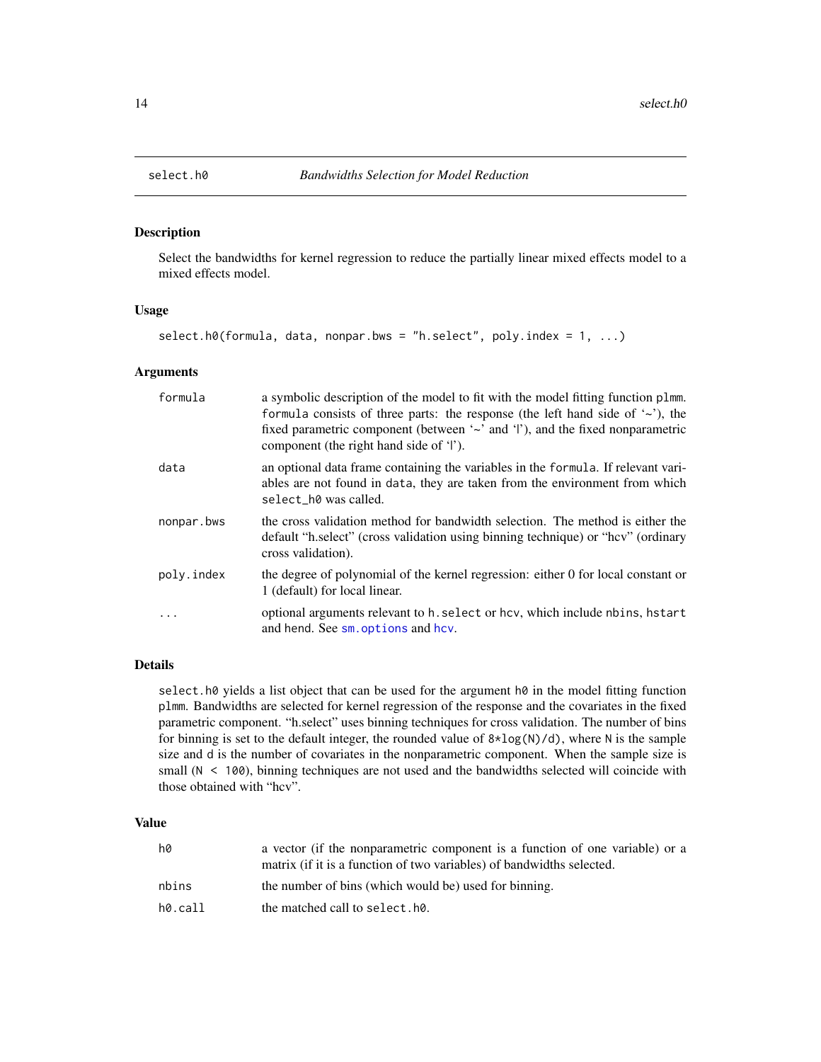# select.h0 — *Bandwidths Selection for Model Reduction*

## Description

Select the bandwidths for kernel regression to reduce the partially linear mixed effects model to a mixed effects model.

## Usage

```
select.h0(formula, data, nonpar.bws = "h.select", poly.index = 1, ...)
```

## Arguments

| | |
|---|---|
| `formula` | a symbolic description of the model to fit with the model fitting function `plmm`. `formula` consists of three parts: the response (the left hand side of '~'), the fixed parametric component (between '~' and '\|'), and the fixed nonparametric component (the right hand side of '\|'). |
| `data` | an optional data frame containing the variables in the `formula`. If relevant variables are not found in `data`, they are taken from the environment from which `select_h0` was called. |
| `nonpar.bws` | the cross validation method for bandwidth selection. The method is either the default "h.select" (cross validation using binning technique) or "hcv" (ordinary cross validation). |
| `poly.index` | the degree of polynomial of the kernel regression: either 0 for local constant or 1 (default) for local linear. |
| `...` | optional arguments relevant to `h.select` or `hcv`, which include `nbins`, `hstart` and `hend`. See `sm.options` and `hcv`. |

## Details

`select.h0` yields a list object that can be used for the argument `h0` in the model fitting function `plmm`. Bandwidths are selected for kernel regression of the response and the covariates in the fixed parametric component. "h.select" uses binning techniques for cross validation. The number of bins for binning is set to the default integer, the rounded value of `8*log(N)/d`, where `N` is the sample size and `d` is the number of covariates in the nonparametric component. When the sample size is small (`N < 100`), binning techniques are not used and the bandwidths selected will coincide with those obtained with "hcv".

## Value

| | |
|---|---|
| `h0` | a vector (if the nonparametric component is a function of one variable) or a matrix (if it is a function of two variables) of bandwidths selected. |
| `nbins` | the number of bins (which would be) used for binning. |
| `h0.call` | the matched call to `select.h0`. |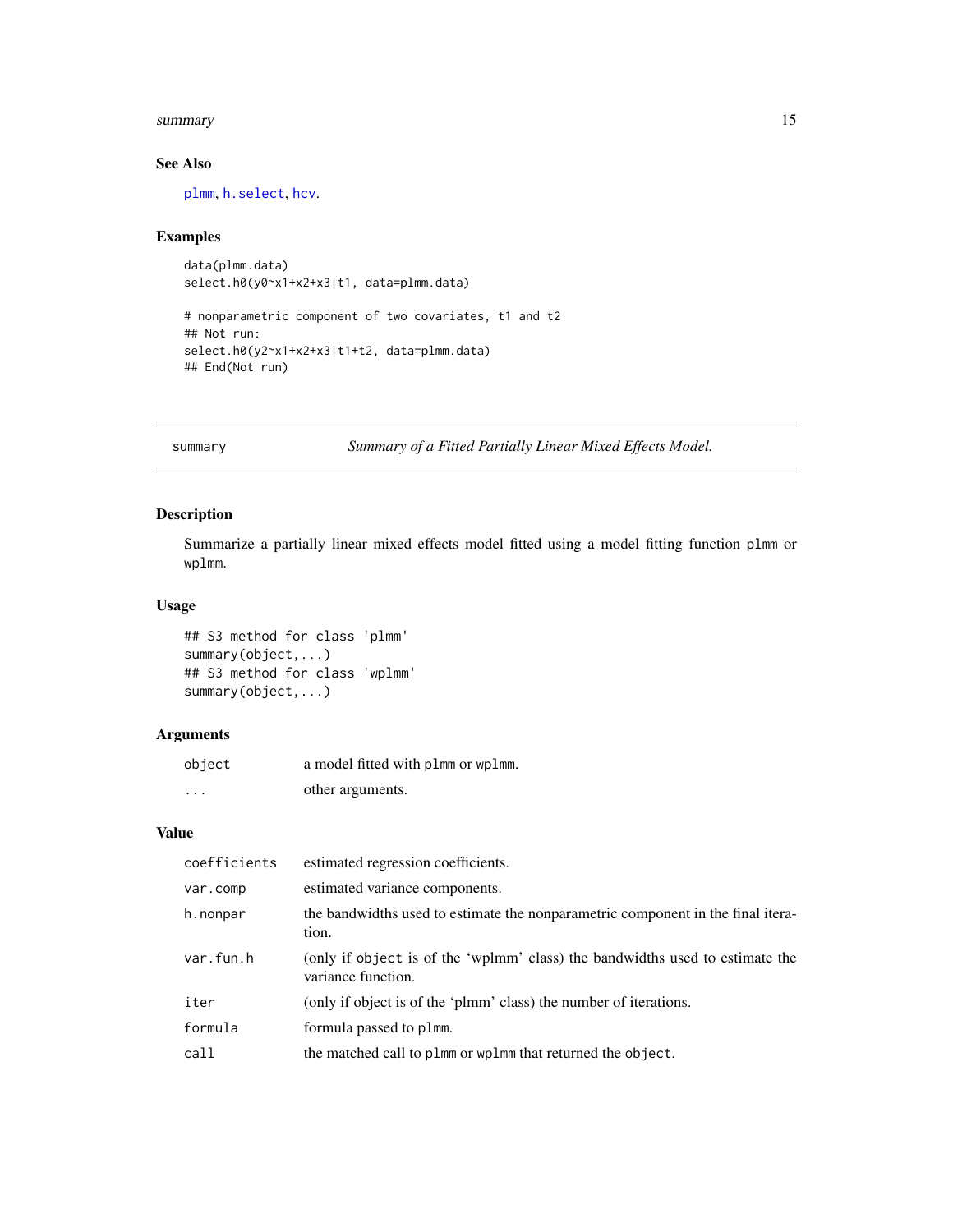### See Also

plmm, h.select, hcv.

### Examples

```
data(plmm.data)
select.h0(y0~x1+x2+x3|t1, data=plmm.data)

# nonparametric component of two covariates, t1 and t2
## Not run:
select.h0(y2~x1+x2+x3|t1+t2, data=plmm.data)
## End(Not run)
```

---

## summary — *Summary of a Fitted Partially Linear Mixed Effects Model.*

---

### Description

Summarize a partially linear mixed effects model fitted using a model fitting function `plmm` or `wplmm`.

### Usage

```
## S3 method for class 'plmm'
summary(object,...)
## S3 method for class 'wplmm'
summary(object,...)
```

### Arguments

| | |
|---|---|
| `object` | a model fitted with `plmm` or `wplmm`. |
| `...` | other arguments. |

### Value

| | |
|---|---|
| `coefficients` | estimated regression coefficients. |
| `var.comp` | estimated variance components. |
| `h.nonpar` | the bandwidths used to estimate the nonparametric component in the final iteration. |
| `var.fun.h` | (only if `object` is of the 'wplmm' class) the bandwidths used to estimate the variance function. |
| `iter` | (only if object is of the 'plmm' class) the number of iterations. |
| `formula` | formula passed to `plmm`. |
| `call` | the matched call to `plmm` or `wplmm` that returned the `object`. |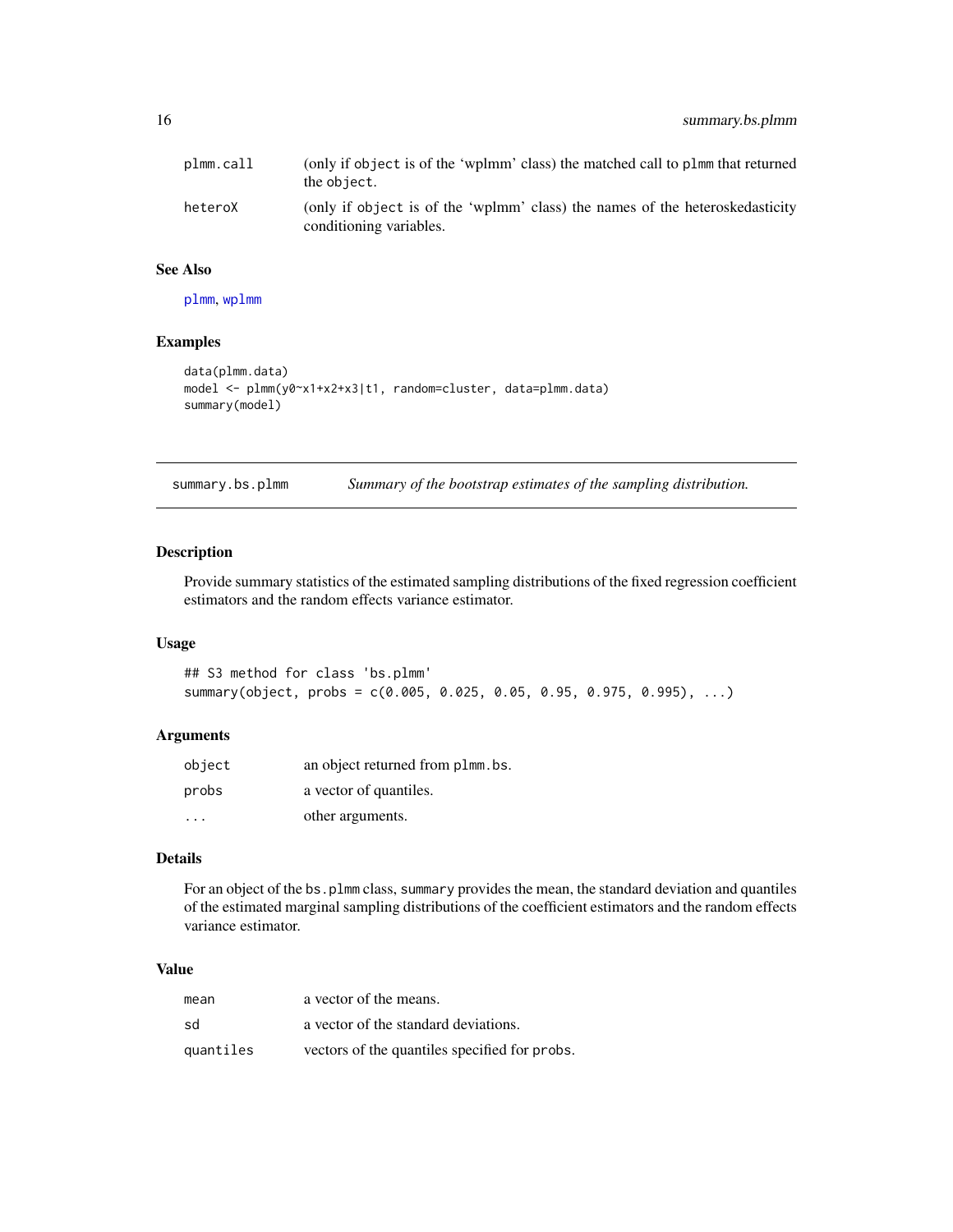| | |
|---|---|
| plmm.call | (only if object is of the 'wplmm' class) the matched call to plmm that returned the object. |
| heteroX | (only if object is of the 'wplmm' class) the names of the heteroskedasticity conditioning variables. |

### See Also

plmm, wplmm

### Examples

```
data(plmm.data)
model <- plmm(y0~x1+x2+x3|t1, random=cluster, data=plmm.data)
summary(model)
```

---

## summary.bs.plmm *Summary of the bootstrap estimates of the sampling distribution.*

---

### Description

Provide summary statistics of the estimated sampling distributions of the fixed regression coefficient estimators and the random effects variance estimator.

### Usage

```
## S3 method for class 'bs.plmm'
summary(object, probs = c(0.005, 0.025, 0.05, 0.95, 0.975, 0.995), ...)
```

### Arguments

| | |
|---|---|
| object | an object returned from plmm.bs. |
| probs | a vector of quantiles. |
| ... | other arguments. |

### Details

For an object of the bs.plmm class, summary provides the mean, the standard deviation and quantiles of the estimated marginal sampling distributions of the coefficient estimators and the random effects variance estimator.

### Value

| | |
|---|---|
| mean | a vector of the means. |
| sd | a vector of the standard deviations. |
| quantiles | vectors of the quantiles specified for probs. |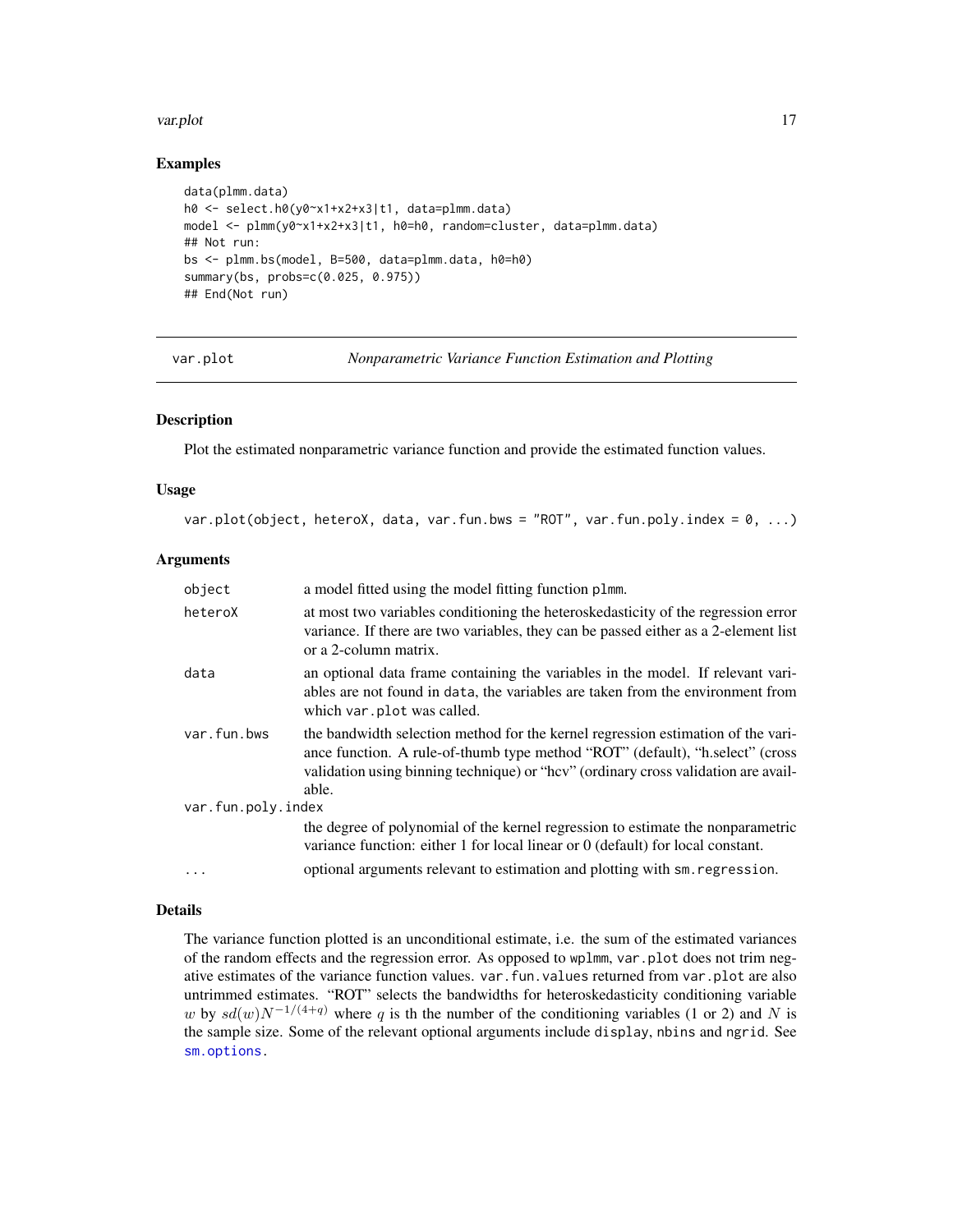## Examples

```
data(plmm.data)
h0 <- select.h0(y0~x1+x2+x3|t1, data=plmm.data)
model <- plmm(y0~x1+x2+x3|t1, h0=h0, random=cluster, data=plmm.data)
## Not run:
bs <- plmm.bs(model, B=500, data=plmm.data, h0=h0)
summary(bs, probs=c(0.025, 0.975))
## End(Not run)
```

---

# var.plot — *Nonparametric Variance Function Estimation and Plotting*

## Description

Plot the estimated nonparametric variance function and provide the estimated function values.

## Usage

```
var.plot(object, heteroX, data, var.fun.bws = "ROT", var.fun.poly.index = 0, ...)
```

## Arguments

| | |
|---|---|
| object | a model fitted using the model fitting function plmm. |
| heteroX | at most two variables conditioning the heteroskedasticity of the regression error variance. If there are two variables, they can be passed either as a 2-element list or a 2-column matrix. |
| data | an optional data frame containing the variables in the model. If relevant variables are not found in data, the variables are taken from the environment from which var.plot was called. |
| var.fun.bws | the bandwidth selection method for the kernel regression estimation of the variance function. A rule-of-thumb type method "ROT" (default), "h.select" (cross validation using binning technique) or "hcv" (ordinary cross validation are available. |
| var.fun.poly.index | the degree of polynomial of the kernel regression to estimate the nonparametric variance function: either 1 for local linear or 0 (default) for local constant. |
| ... | optional arguments relevant to estimation and plotting with sm.regression. |

## Details

The variance function plotted is an unconditional estimate, i.e. the sum of the estimated variances of the random effects and the regression error. As opposed to wplmm, var.plot does not trim negative estimates of the variance function values. var.fun.values returned from var.plot are also untrimmed estimates. "ROT" selects the bandwidths for heteroskedasticity conditioning variable $w$ by $sd(w)N^{-1/(4+q)}$ where $q$ is th the number of the conditioning variables (1 or 2) and $N$ is the sample size. Some of the relevant optional arguments include display, nbins and ngrid. See sm.options.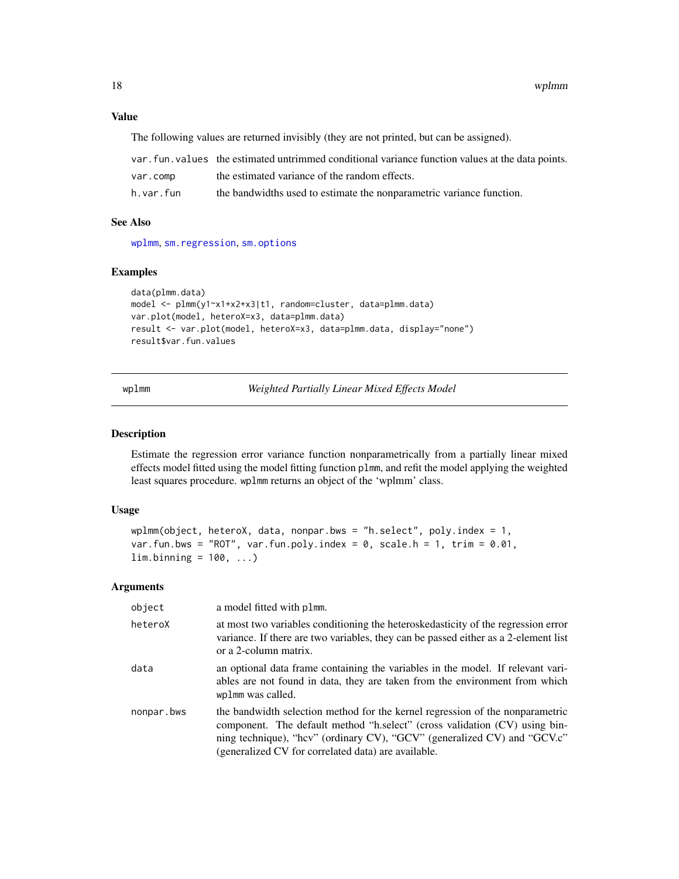### Value

The following values are returned invisibly (they are not printed, but can be assigned).

| | |
|---|---|
| `var.fun.values` | the estimated untrimmed conditional variance function values at the data points. |
| `var.comp` | the estimated variance of the random effects. |
| `h.var.fun` | the bandwidths used to estimate the nonparametric variance function. |

### See Also

wplmm, sm.regression, sm.options

### Examples

```
data(plmm.data)
model <- plmm(y1~x1+x2+x3|t1, random=cluster, data=plmm.data)
var.plot(model, heteroX=x3, data=plmm.data)
result <- var.plot(model, heteroX=x3, data=plmm.data, display="none")
result$var.fun.values
```

---

## wplmm — *Weighted Partially Linear Mixed Effects Model*

### Description

Estimate the regression error variance function nonparametrically from a partially linear mixed effects model fitted using the model fitting function `plmm`, and refit the model applying the weighted least squares procedure. `wplmm` returns an object of the 'wplmm' class.

### Usage

```
wplmm(object, heteroX, data, nonpar.bws = "h.select", poly.index = 1,
var.fun.bws = "ROT", var.fun.poly.index = 0, scale.h = 1, trim = 0.01,
lim.binning = 100, ...)
```

### Arguments

| | |
|---|---|
| `object` | a model fitted with `plmm`. |
| `heteroX` | at most two variables conditioning the heteroskedasticity of the regression error variance. If there are two variables, they can be passed either as a 2-element list or a 2-column matrix. |
| `data` | an optional data frame containing the variables in the model. If relevant variables are not found in data, they are taken from the environment from which `wplmm` was called. |
| `nonpar.bws` | the bandwidth selection method for the kernel regression of the nonparametric component. The default method "h.select" (cross validation (CV) using binning technique), "hcv" (ordinary CV), "GCV" (generalized CV) and "GCV.c" (generalized CV for correlated data) are available. |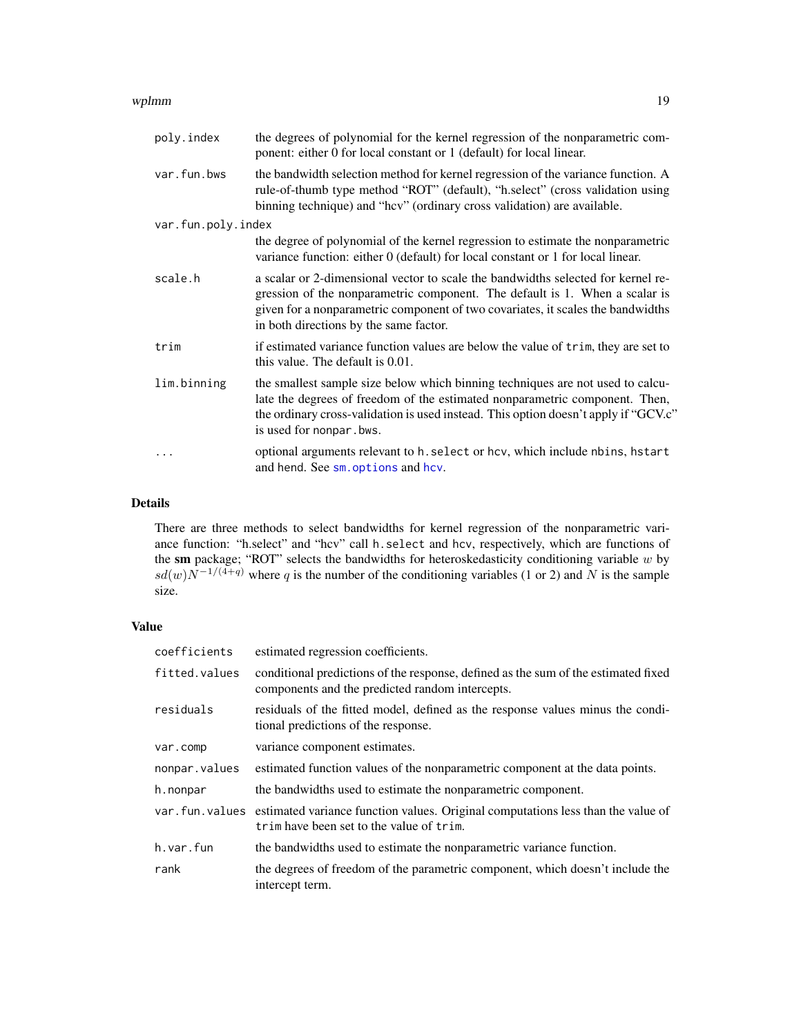| | |
|---|---|
| `poly.index` | the degrees of polynomial for the kernel regression of the nonparametric component: either 0 for local constant or 1 (default) for local linear. |
| `var.fun.bws` | the bandwidth selection method for kernel regression of the variance function. A rule-of-thumb type method "ROT" (default), "h.select" (cross validation using binning technique) and "hcv" (ordinary cross validation) are available. |
| `var.fun.poly.index` | the degree of polynomial of the kernel regression to estimate the nonparametric variance function: either 0 (default) for local constant or 1 for local linear. |
| `scale.h` | a scalar or 2-dimensional vector to scale the bandwidths selected for kernel regression of the nonparametric component. The default is 1. When a scalar is given for a nonparametric component of two covariates, it scales the bandwidths in both directions by the same factor. |
| `trim` | if estimated variance function values are below the value of `trim`, they are set to this value. The default is 0.01. |
| `lim.binning` | the smallest sample size below which binning techniques are not used to calculate the degrees of freedom of the estimated nonparametric component. Then, the ordinary cross-validation is used instead. This option doesn't apply if "GCV.c" is used for `nonpar.bws`. |
| `...` | optional arguments relevant to `h.select` or `hcv`, which include `nbins`, `hstart` and `hend`. See `sm.options` and `hcv`. |

## Details

There are three methods to select bandwidths for kernel regression of the nonparametric variance function: "h.select" and "hcv" call `h.select` and `hcv`, respectively, which are functions of the **sm** package; "ROT" selects the bandwidths for heteroskedasticity conditioning variable $w$ by $sd(w)N^{-1/(4+q)}$ where $q$ is the number of the conditioning variables (1 or 2) and $N$ is the sample size.

## Value

| | |
|---|---|
| `coefficients` | estimated regression coefficients. |
| `fitted.values` | conditional predictions of the response, defined as the sum of the estimated fixed components and the predicted random intercepts. |
| `residuals` | residuals of the fitted model, defined as the response values minus the conditional predictions of the response. |
| `var.comp` | variance component estimates. |
| `nonpar.values` | estimated function values of the nonparametric component at the data points. |
| `h.nonpar` | the bandwidths used to estimate the nonparametric component. |
| `var.fun.values` | estimated variance function values. Original computations less than the value of `trim` have been set to the value of `trim`. |
| `h.var.fun` | the bandwidths used to estimate the nonparametric variance function. |
| `rank` | the degrees of freedom of the parametric component, which doesn't include the intercept term. |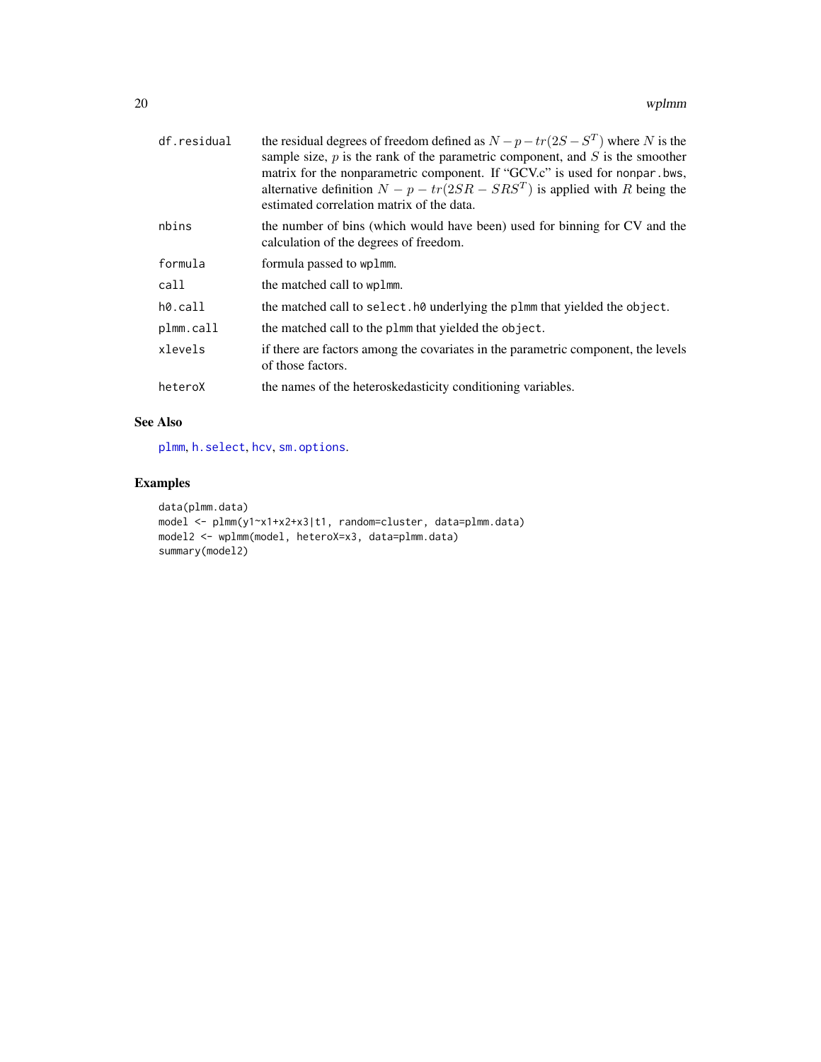| | |
|---|---|
| `df.residual` | the residual degrees of freedom defined as $N - p - tr(2S - S^T)$ where $N$ is the sample size, $p$ is the rank of the parametric component, and $S$ is the smoother matrix for the nonparametric component. If "GCV.c" is used for `nonpar.bws`, alternative definition $N - p - tr(2SR - SRS^T)$ is applied with $R$ being the estimated correlation matrix of the data. |
| `nbins` | the number of bins (which would have been) used for binning for CV and the calculation of the degrees of freedom. |
| `formula` | formula passed to `wplmm`. |
| `call` | the matched call to `wplmm`. |
| `h0.call` | the matched call to `select.h0` underlying the `plmm` that yielded the `object`. |
| `plmm.call` | the matched call to the `plmm` that yielded the `object`. |
| `xlevels` | if there are factors among the covariates in the parametric component, the levels of those factors. |
| `heteroX` | the names of the heteroskedasticity conditioning variables. |

## See Also

`plmm`, `h.select`, `hcv`, `sm.options`.

## Examples

```
data(plmm.data)
model <- plmm(y1~x1+x2+x3|t1, random=cluster, data=plmm.data)
model2 <- wplmm(model, heteroX=x3, data=plmm.data)
summary(model2)
```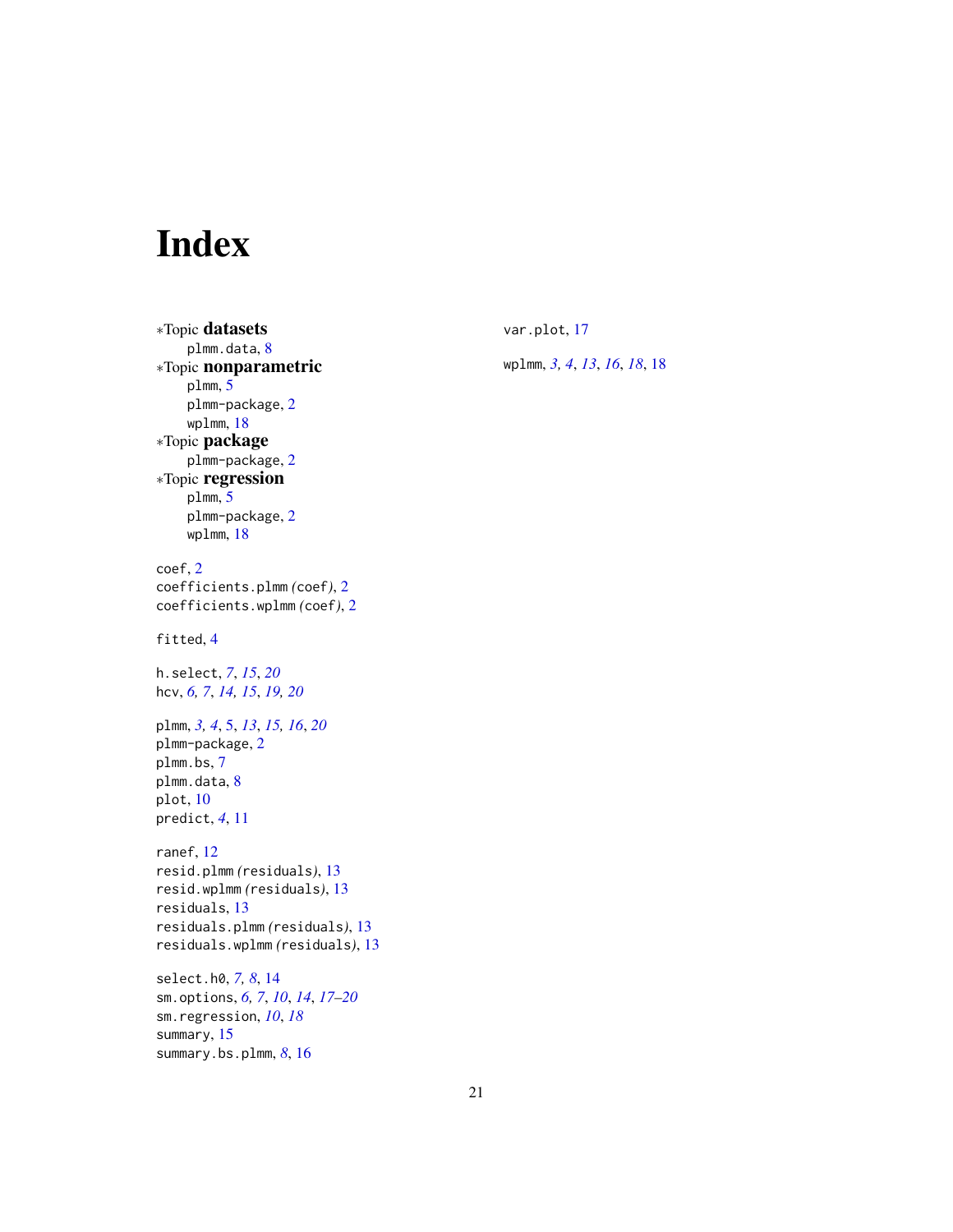# Index

*Topic **datasets**
- plmm.data, 8

*Topic **nonparametric**
- plmm, 5
- plmm-package, 2
- wplmm, 18

*Topic **package**
- plmm-package, 2

*Topic **regression**
- plmm, 5
- plmm-package, 2
- wplmm, 18

coef, 2
coefficients.plmm *(coef)*, 2
coefficients.wplmm *(coef)*, 2

fitted, 4

h.select, *7*, *15*, *20*
hcv, *6, 7*, *14, 15*, *19, 20*

plmm, *3, 4*, 5, *13*, *15, 16*, *20*
plmm-package, 2
plmm.bs, 7
plmm.data, 8
plot, 10
predict, *4*, 11

ranef, 12
resid.plmm *(residuals)*, 13
resid.wplmm *(residuals)*, 13
residuals, 13
residuals.plmm *(residuals)*, 13
residuals.wplmm *(residuals)*, 13

select.h0, *7, 8*, 14
sm.options, *6, 7*, *10*, *14*, *17–20*
sm.regression, *10*, *18*
summary, 15
summary.bs.plmm, *8*, 16

var.plot, 17

wplmm, *3, 4*, *13*, *16*, *18*, 18